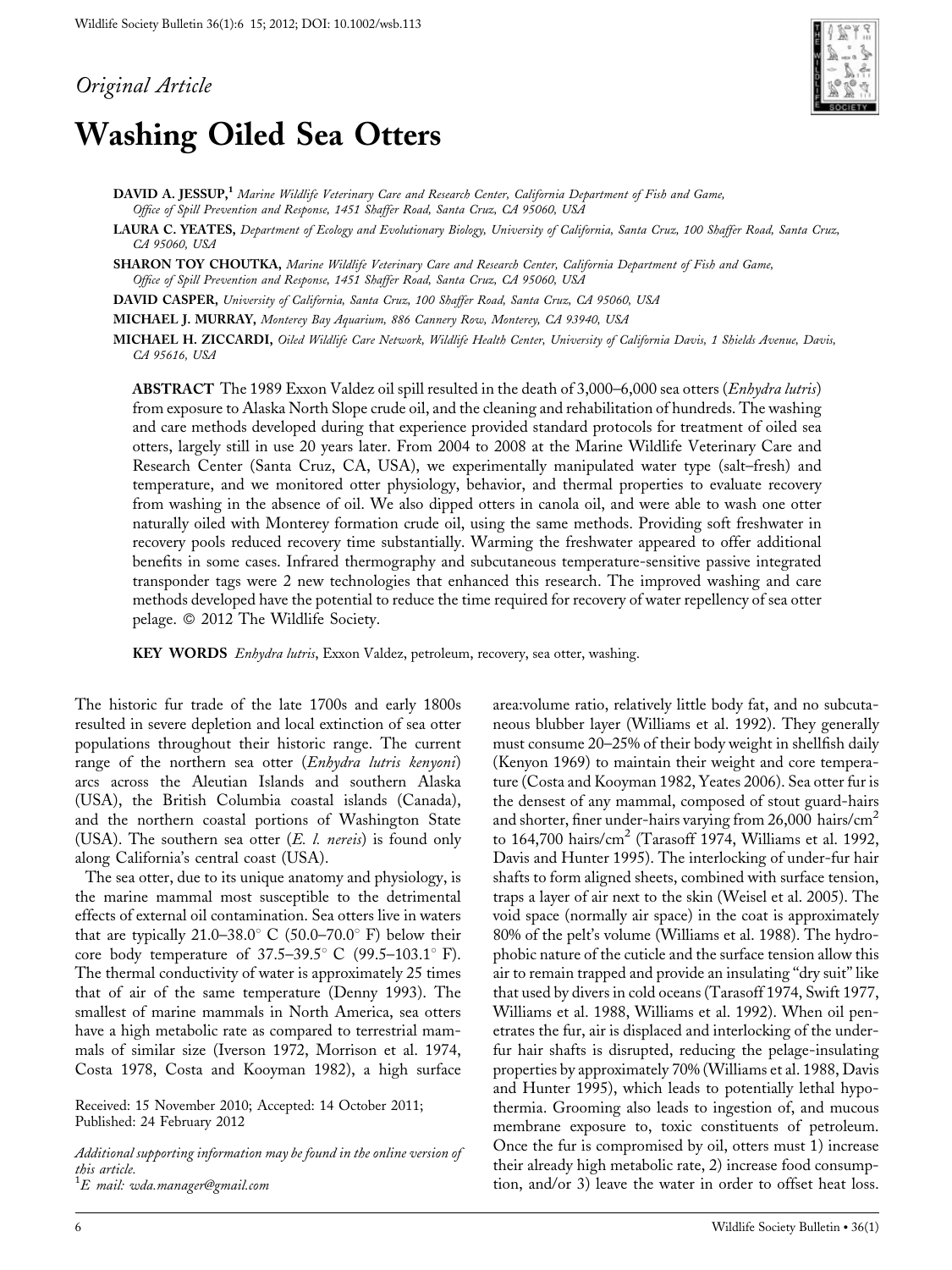*Original Article*

# Washing Oiled Sea Otters

**DAVID A. JESSUP,**[1] *Marine Wildlife Veterinary Care and Research Center, California Department of Fish and Game, Office of Spill Prevention and Response, 1451 Shaffer Road, Santa Cruz, CA 95060, USA*

**LAURA C. YEATES,** *Department of Ecology and Evolutionary Biology, University of California, Santa Cruz, 100 Shaffer Road, Santa Cruz, CA 95060, USA*

**SHARON TOY CHOUTKA,** *Marine Wildlife Veterinary Care and Research Center, California Department of Fish and Game, Office of Spill Prevention and Response, 1451 Shaffer Road, Santa Cruz, CA 95060, USA*

**DAVID CASPER,** *University of California, Santa Cruz, 100 Shaffer Road, Santa Cruz, CA 95060, USA*

**MICHAEL J. MURRAY,** *Monterey Bay Aquarium, 886 Cannery Row, Monterey, CA 93940, USA*

**MICHAEL H. ZICCARDI,** *Oiled Wildlife Care Network, Wildlife Health Center, University of California Davis, 1 Shields Avenue, Davis, CA 95616, USA*

**ABSTRACT** The 1989 Exxon Valdez oil spill resulted in the death of 3,000–6,000 sea otters (*Enhydra lutris*) from exposure to Alaska North Slope crude oil, and the cleaning and rehabilitation of hundreds. The washing and care methods developed during that experience provided standard protocols for treatment of oiled sea otters, largely still in use 20 years later. From 2004 to 2008 at the Marine Wildlife Veterinary Care and Research Center (Santa Cruz, CA, USA), we experimentally manipulated water type (salt–fresh) and temperature, and we monitored otter physiology, behavior, and thermal properties to evaluate recovery from washing in the absence of oil. We also dipped otters in canola oil, and were able to wash one otter naturally oiled with Monterey formation crude oil, using the same methods. Providing soft freshwater in recovery pools reduced recovery time substantially. Warming the freshwater appeared to offer additional benefits in some cases. Infrared thermography and subcutaneous temperature-sensitive passive integrated transponder tags were 2 new technologies that enhanced this research. The improved washing and care methods developed have the potential to reduce the time required for recovery of water repellency of sea otter pelage. © 2012 The Wildlife Society.

**KEY WORDS** *Enhydra lutris*, Exxon Valdez, petroleum, recovery, sea otter, washing.

The historic fur trade of the late 1700s and early 1800s resulted in severe depletion and local extinction of sea otter populations throughout their historic range. The current range of the northern sea otter (*Enhydra lutris kenyoni*) arcs across the Aleutian Islands and southern Alaska (USA), the British Columbia coastal islands (Canada), and the northern coastal portions of Washington State (USA). The southern sea otter (*E. l. nereis*) is found only along California's central coast (USA).

The sea otter, due to its unique anatomy and physiology, is the marine mammal most susceptible to the detrimental effects of external oil contamination. Sea otters live in waters that are typically 21.0–38.0° C (50.0–70.0° F) below their core body temperature of 37.5–39.5° C (99.5–103.1° F). The thermal conductivity of water is approximately 25 times that of air of the same temperature (Denny 1993). The smallest of marine mammals in North America, sea otters have a high metabolic rate as compared to terrestrial mammals of similar size (Iverson 1972, Morrison et al. 1974, Costa 1978, Costa and Kooyman 1982), a high surface area:volume ratio, relatively little body fat, and no subcutaneous blubber layer (Williams et al. 1992). They generally must consume 20–25% of their body weight in shellfish daily (Kenyon 1969) to maintain their weight and core temperature (Costa and Kooyman 1982, Yeates 2006). Sea otter fur is the densest of any mammal, composed of stout guard-hairs and shorter, finer under-hairs varying from 26,000 hairs/cm$^2$ to 164,700 hairs/cm$^2$ (Tarasoff 1974, Williams et al. 1992, Davis and Hunter 1995). The interlocking of under-fur hair shafts to form aligned sheets, combined with surface tension, traps a layer of air next to the skin (Weisel et al. 2005). The void space (normally air space) in the coat is approximately 80% of the pelt's volume (Williams et al. 1988). The hydrophobic nature of the cuticle and the surface tension allow this air to remain trapped and provide an insulating "dry suit" like that used by divers in cold oceans (Tarasoff 1974, Swift 1977, Williams et al. 1988, Williams et al. 1992). When oil penetrates the fur, air is displaced and interlocking of the under-fur hair shafts is disrupted, reducing the pelage-insulating properties by approximately 70% (Williams et al. 1988, Davis and Hunter 1995), which leads to potentially lethal hypothermia. Grooming also leads to ingestion of, and mucous membrane exposure to, toxic constituents of petroleum. Once the fur is compromised by oil, otters must 1) increase their already high metabolic rate, 2) increase food consumption, and/or 3) leave the water in order to offset heat loss.

Received: 15 November 2010; Accepted: 14 October 2011; Published: 24 February 2012

*Additional supporting information may be found in the online version of this article.*

[1]*E mail: wda.manager@gmail.com*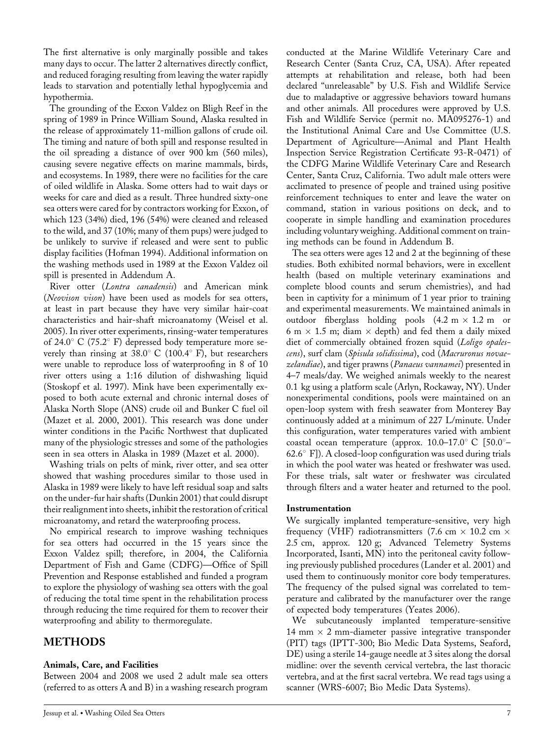The first alternative is only marginally possible and takes many days to occur. The latter 2 alternatives directly conflict, and reduced foraging resulting from leaving the water rapidly leads to starvation and potentially lethal hypoglycemia and hypothermia.

The grounding of the Exxon Valdez on Bligh Reef in the spring of 1989 in Prince William Sound, Alaska resulted in the release of approximately 11-million gallons of crude oil. The timing and nature of both spill and response resulted in the oil spreading a distance of over 900 km (560 miles), causing severe negative effects on marine mammals, birds, and ecosystems. In 1989, there were no facilities for the care of oiled wildlife in Alaska. Some otters had to wait days or weeks for care and died as a result. Three hundred sixty-one sea otters were cared for by contractors working for Exxon, of which 123 (34%) died, 196 (54%) were cleaned and released to the wild, and 37 (10%; many of them pups) were judged to be unlikely to survive if released and were sent to public display facilities (Hofman 1994). Additional information on the washing methods used in 1989 at the Exxon Valdez oil spill is presented in Addendum A.

River otter (*Lontra canadensis*) and American mink (*Neovison vison*) have been used as models for sea otters, at least in part because they have very similar hair-coat characteristics and hair-shaft microanatomy (Weisel et al. 2005). In river otter experiments, rinsing-water temperatures of 24.0° C (75.2° F) depressed body temperature more severely than rinsing at 38.0° C (100.4° F), but researchers were unable to reproduce loss of waterproofing in 8 of 10 river otters using a 1:16 dilution of dishwashing liquid (Stoskopf et al. 1997). Mink have been experimentally exposed to both acute external and chronic internal doses of Alaska North Slope (ANS) crude oil and Bunker C fuel oil (Mazet et al. 2000, 2001). This research was done under winter conditions in the Pacific Northwest that duplicated many of the physiologic stresses and some of the pathologies seen in sea otters in Alaska in 1989 (Mazet et al. 2000).

Washing trials on pelts of mink, river otter, and sea otter showed that washing procedures similar to those used in Alaska in 1989 were likely to have left residual soap and salts on the under-fur hair shafts (Dunkin 2001) that could disrupt their realignment into sheets, inhibit the restoration of critical microanatomy, and retard the waterproofing process.

No empirical research to improve washing techniques for sea otters had occurred in the 15 years since the Exxon Valdez spill; therefore, in 2004, the California Department of Fish and Game (CDFG)—Office of Spill Prevention and Response established and funded a program to explore the physiology of washing sea otters with the goal of reducing the total time spent in the rehabilitation process through reducing the time required for them to recover their waterproofing and ability to thermoregulate.

## METHODS

### Animals, Care, and Facilities

Between 2004 and 2008 we used 2 adult male sea otters (referred to as otters A and B) in a washing research program conducted at the Marine Wildlife Veterinary Care and Research Center (Santa Cruz, CA, USA). After repeated attempts at rehabilitation and release, both had been declared "unreleasable" by U.S. Fish and Wildlife Service due to maladaptive or aggressive behaviors toward humans and other animals. All procedures were approved by U.S. Fish and Wildlife Service (permit no. MA095276-1) and the Institutional Animal Care and Use Committee (U.S. Department of Agriculture—Animal and Plant Health Inspection Service Registration Certificate 93-R-0471) of the CDFG Marine Wildlife Veterinary Care and Research Center, Santa Cruz, California. Two adult male otters were acclimated to presence of people and trained using positive reinforcement techniques to enter and leave the water on command, station in various positions on deck, and to cooperate in simple handling and examination procedures including voluntary weighing. Additional comment on training methods can be found in Addendum B.

The sea otters were ages 12 and 2 at the beginning of these studies. Both exhibited normal behaviors, were in excellent health (based on multiple veterinary examinations and complete blood counts and serum chemistries), and had been in captivity for a minimum of 1 year prior to training and experimental measurements. We maintained animals in outdoor fiberglass holding pools (4.2 m × 1.2 m or 6 m × 1.5 m; diam × depth) and fed them a daily mixed diet of commercially obtained frozen squid (*Loligo opalescens*), surf clam (*Spisula solidissima*), cod (*Macruronus novaezelandiae*), and tiger prawns (*Panaeus vannamei*) presented in 4–7 meals/day. We weighed animals weekly to the nearest 0.1 kg using a platform scale (Arlyn, Rockaway, NY). Under nonexperimental conditions, pools were maintained on an open-loop system with fresh seawater from Monterey Bay continuously added at a minimum of 227 L/minute. Under this configuration, water temperatures varied with ambient coastal ocean temperature (approx. 10.0–17.0° C [50.0°–62.6° F]). A closed-loop configuration was used during trials in which the pool water was heated or freshwater was used. For these trials, salt water or freshwater was circulated through filters and a water heater and returned to the pool.

### Instrumentation

We surgically implanted temperature-sensitive, very high frequency (VHF) radiotransmitters (7.6 cm × 10.2 cm × 2.5 cm, approx. 120 g; Advanced Telemetry Systems Incorporated, Isanti, MN) into the peritoneal cavity following previously published procedures (Lander et al. 2001) and used them to continuously monitor core body temperatures. The frequency of the pulsed signal was correlated to temperature and calibrated by the manufacturer over the range of expected body temperatures (Yeates 2006).

We subcutaneously implanted temperature-sensitive 14 mm × 2 mm-diameter passive integrative transponder (PIT) tags (IPTT-300; Bio Medic Data Systems, Seaford, DE) using a sterile 14-gauge needle at 3 sites along the dorsal midline: over the seventh cervical vertebra, the last thoracic vertebra, and at the first sacral vertebra. We read tags using a scanner (WRS-6007; Bio Medic Data Systems).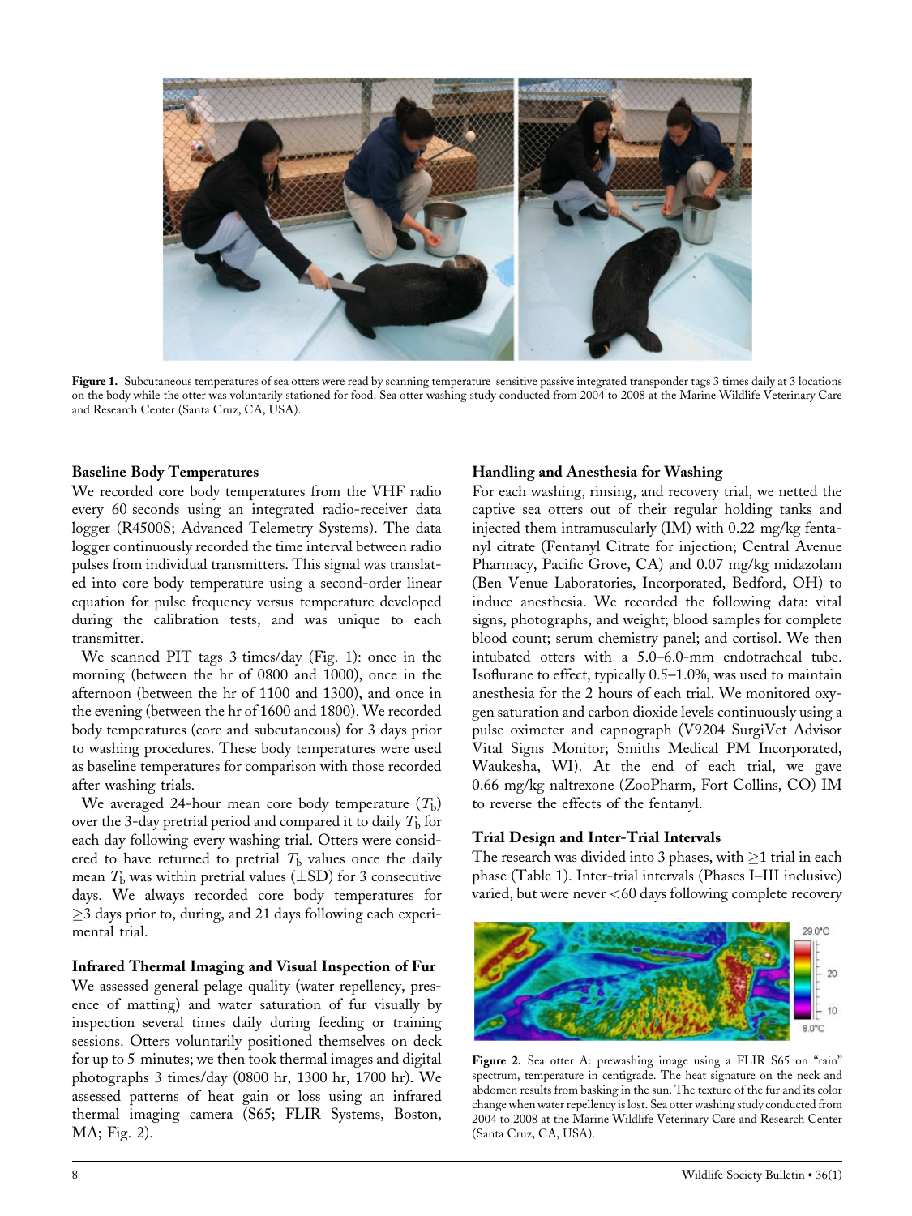**Figure 1.** Subcutaneous temperatures of sea otters were read by scanning temperature sensitive passive integrated transponder tags 3 times daily at 3 locations on the body while the otter was voluntarily stationed for food. Sea otter washing study conducted from 2004 to 2008 at the Marine Wildlife Veterinary Care and Research Center (Santa Cruz, CA, USA).

### Baseline Body Temperatures

We recorded core body temperatures from the VHF radio every 60 seconds using an integrated radio-receiver data logger (R4500S; Advanced Telemetry Systems). The data logger continuously recorded the time interval between radio pulses from individual transmitters. This signal was translated into core body temperature using a second-order linear equation for pulse frequency versus temperature developed during the calibration tests, and was unique to each transmitter.

We scanned PIT tags 3 times/day (Fig. 1): once in the morning (between the hr of 0800 and 1000), once in the afternoon (between the hr of 1100 and 1300), and once in the evening (between the hr of 1600 and 1800). We recorded body temperatures (core and subcutaneous) for 3 days prior to washing procedures. These body temperatures were used as baseline temperatures for comparison with those recorded after washing trials.

We averaged 24-hour mean core body temperature ($T_b$) over the 3-day pretrial period and compared it to daily $T_b$ for each day following every washing trial. Otters were considered to have returned to pretrial $T_b$ values once the daily mean $T_b$ was within pretrial values ($\pm$SD) for 3 consecutive days. We always recorded core body temperatures for $\geq$3 days prior to, during, and 21 days following each experimental trial.

### Infrared Thermal Imaging and Visual Inspection of Fur

We assessed general pelage quality (water repellency, presence of matting) and water saturation of fur visually by inspection several times daily during feeding or training sessions. Otters voluntarily positioned themselves on deck for up to 5 minutes; we then took thermal images and digital photographs 3 times/day (0800 hr, 1300 hr, 1700 hr). We assessed patterns of heat gain or loss using an infrared thermal imaging camera (S65; FLIR Systems, Boston, MA; Fig. 2).

### Handling and Anesthesia for Washing

For each washing, rinsing, and recovery trial, we netted the captive sea otters out of their regular holding tanks and injected them intramuscularly (IM) with 0.22 mg/kg fentanyl citrate (Fentanyl Citrate for injection; Central Avenue Pharmacy, Pacific Grove, CA) and 0.07 mg/kg midazolam (Ben Venue Laboratories, Incorporated, Bedford, OH) to induce anesthesia. We recorded the following data: vital signs, photographs, and weight; blood samples for complete blood count; serum chemistry panel; and cortisol. We then intubated otters with a 5.0–6.0-mm endotracheal tube. Isoflurane to effect, typically 0.5–1.0%, was used to maintain anesthesia for the 2 hours of each trial. We monitored oxygen saturation and carbon dioxide levels continuously using a pulse oximeter and capnograph (V9204 SurgiVet Advisor Vital Signs Monitor; Smiths Medical PM Incorporated, Waukesha, WI). At the end of each trial, we gave 0.66 mg/kg naltrexone (ZooPharm, Fort Collins, CO) IM to reverse the effects of the fentanyl.

### Trial Design and Inter-Trial Intervals

The research was divided into 3 phases, with $\geq$1 trial in each phase (Table 1). Inter-trial intervals (Phases I–III inclusive) varied, but were never <60 days following complete recovery

**Figure 2.** Sea otter A: prewashing image using a FLIR S65 on "rain" spectrum, temperature in centigrade. The heat signature on the neck and abdomen results from basking in the sun. The texture of the fur and its color change when water repellency is lost. Sea otter washing study conducted from 2004 to 2008 at the Marine Wildlife Veterinary Care and Research Center (Santa Cruz, CA, USA).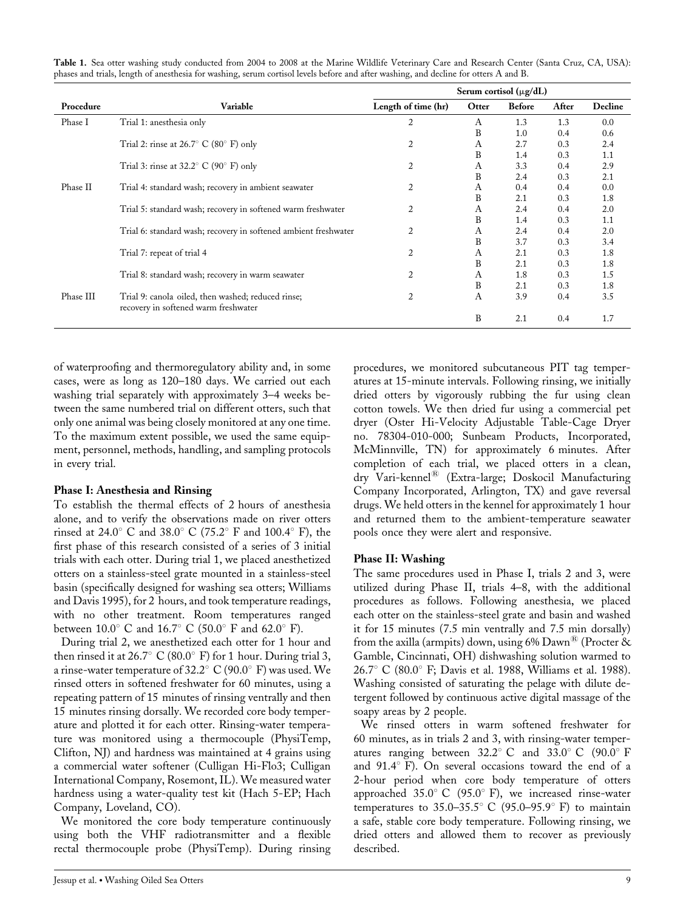**Table 1.** Sea otter washing study conducted from 2004 to 2008 at the Marine Wildlife Veterinary Care and Research Center (Santa Cruz, CA, USA): phases and trials, length of anesthesia for washing, serum cortisol levels before and after washing, and decline for otters A and B.

| Procedure | Variable | Length of time (hr) | Serum cortisol (μg/dL) | | | |
|---|---|---|---|---|---|---|
| | | | Otter | Before | After | Decline |
| Phase I | Trial 1: anesthesia only | 2 | A | 1.3 | 1.3 | 0.0 |
| | | | B | 1.0 | 0.4 | 0.6 |
| | Trial 2: rinse at 26.7° C (80° F) only | 2 | A | 2.7 | 0.3 | 2.4 |
| | | | B | 1.4 | 0.3 | 1.1 |
| | Trial 3: rinse at 32.2° C (90° F) only | 2 | A | 3.3 | 0.4 | 2.9 |
| | | | B | 2.4 | 0.3 | 2.1 |
| Phase II | Trial 4: standard wash; recovery in ambient seawater | 2 | A | 0.4 | 0.4 | 0.0 |
| | | | B | 2.1 | 0.3 | 1.8 |
| | Trial 5: standard wash; recovery in softened warm freshwater | 2 | A | 2.4 | 0.4 | 2.0 |
| | | | B | 1.4 | 0.3 | 1.1 |
| | Trial 6: standard wash; recovery in softened ambient freshwater | 2 | A | 2.4 | 0.4 | 2.0 |
| | | | B | 3.7 | 0.3 | 3.4 |
| | Trial 7: repeat of trial 4 | 2 | A | 2.1 | 0.3 | 1.8 |
| | | | B | 2.1 | 0.3 | 1.8 |
| | Trial 8: standard wash; recovery in warm seawater | 2 | A | 1.8 | 0.3 | 1.5 |
| | | | B | 2.1 | 0.3 | 1.8 |
| Phase III | Trial 9: canola oiled, then washed; reduced rinse; recovery in softened warm freshwater | 2 | A | 3.9 | 0.4 | 3.5 |
| | | | B | 2.1 | 0.4 | 1.7 |

of waterproofing and thermoregulatory ability and, in some cases, were as long as 120–180 days. We carried out each washing trial separately with approximately 3–4 weeks between the same numbered trial on different otters, such that only one animal was being closely monitored at any one time. To the maximum extent possible, we used the same equipment, personnel, methods, handling, and sampling protocols in every trial.

### Phase I: Anesthesia and Rinsing

To establish the thermal effects of 2 hours of anesthesia alone, and to verify the observations made on river otters rinsed at 24.0° C and 38.0° C (75.2° F and 100.4° F), the first phase of this research consisted of a series of 3 initial trials with each otter. During trial 1, we placed anesthetized otters on a stainless-steel grate mounted in a stainless-steel basin (specifically designed for washing sea otters; Williams and Davis 1995), for 2 hours, and took temperature readings, with no other treatment. Room temperatures ranged between 10.0° C and 16.7° C (50.0° F and 62.0° F).

During trial 2, we anesthetized each otter for 1 hour and then rinsed it at 26.7° C (80.0° F) for 1 hour. During trial 3, a rinse-water temperature of 32.2° C (90.0° F) was used. We rinsed otters in softened freshwater for 60 minutes, using a repeating pattern of 15 minutes of rinsing ventrally and then 15 minutes rinsing dorsally. We recorded core body temperature and plotted it for each otter. Rinsing-water temperature was monitored using a thermocouple (PhysiTemp, Clifton, NJ) and hardness was maintained at 4 grains using a commercial water softener (Culligan Hi-Flo3; Culligan International Company, Rosemont, IL). We measured water hardness using a water-quality test kit (Hach 5-EP; Hach Company, Loveland, CO).

We monitored the core body temperature continuously using both the VHF radiotransmitter and a flexible rectal thermocouple probe (PhysiTemp). During rinsing procedures, we monitored subcutaneous PIT tag temperatures at 15-minute intervals. Following rinsing, we initially dried otters by vigorously rubbing the fur using clean cotton towels. We then dried fur using a commercial pet dryer (Oster Hi-Velocity Adjustable Table-Cage Dryer no. 78304-010-000; Sunbeam Products, Incorporated, McMinnville, TN) for approximately 6 minutes. After completion of each trial, we placed otters in a clean, dry Vari-kennel® (Extra-large; Doskocil Manufacturing Company Incorporated, Arlington, TX) and gave reversal drugs. We held otters in the kennel for approximately 1 hour and returned them to the ambient-temperature seawater pools once they were alert and responsive.

### Phase II: Washing

The same procedures used in Phase I, trials 2 and 3, were utilized during Phase II, trials 4–8, with the additional procedures as follows. Following anesthesia, we placed each otter on the stainless-steel grate and basin and washed it for 15 minutes (7.5 min ventrally and 7.5 min dorsally) from the axilla (armpits) down, using 6% Dawn® (Procter & Gamble, Cincinnati, OH) dishwashing solution warmed to 26.7° C (80.0° F; Davis et al. 1988, Williams et al. 1988). Washing consisted of saturating the pelage with dilute detergent followed by continuous active digital massage of the soapy areas by 2 people.

We rinsed otters in warm softened freshwater for 60 minutes, as in trials 2 and 3, with rinsing-water temperatures ranging between 32.2° C and 33.0° C (90.0° F and 91.4° F). On several occasions toward the end of a 2-hour period when core body temperature of otters approached 35.0° C (95.0° F), we increased rinse-water temperatures to 35.0–35.5° C (95.0–95.9° F) to maintain a safe, stable core body temperature. Following rinsing, we dried otters and allowed them to recover as previously described.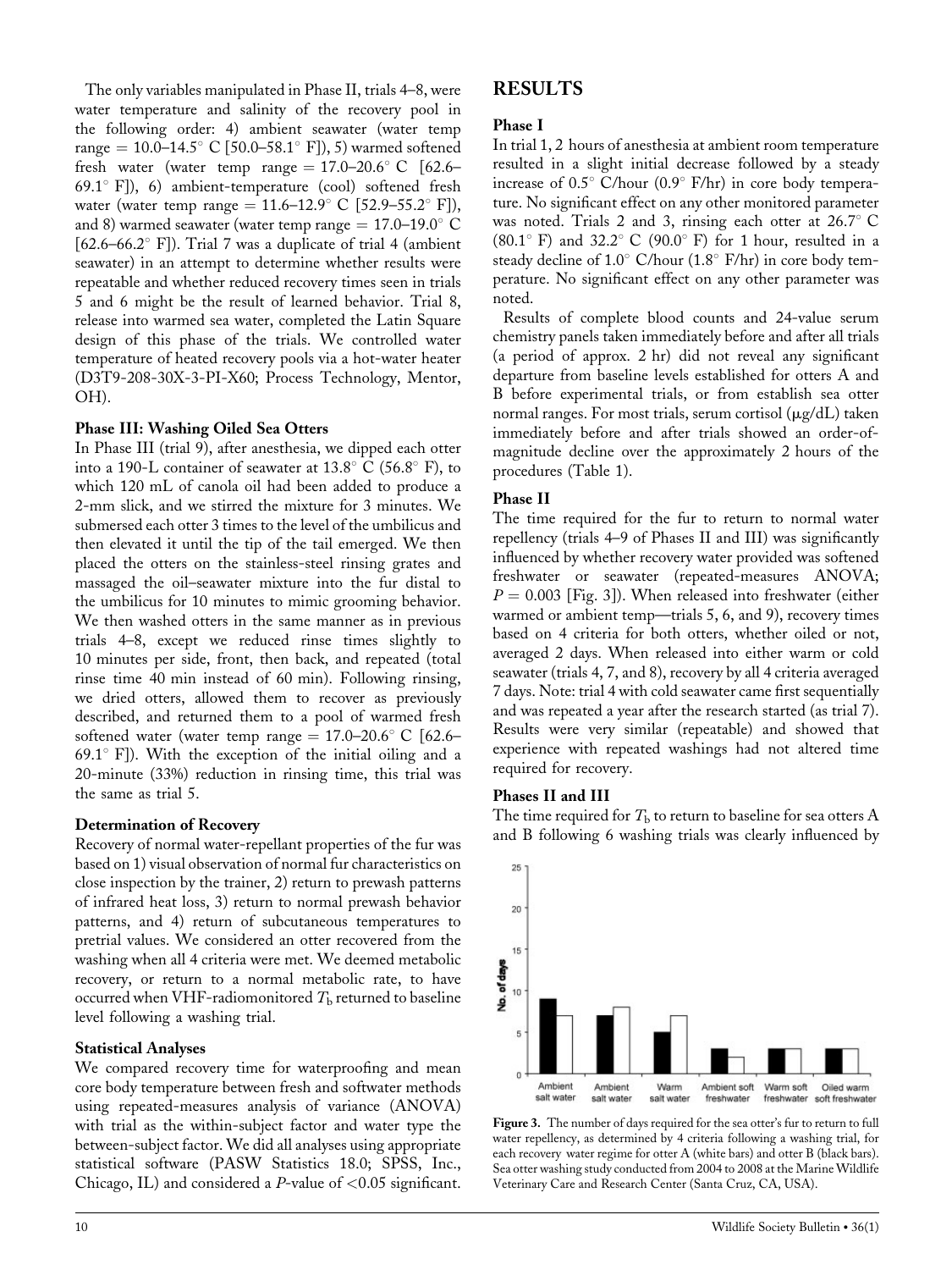The only variables manipulated in Phase II, trials 4–8, were water temperature and salinity of the recovery pool in the following order: 4) ambient seawater (water temp range = 10.0–14.5° C [50.0–58.1° F]), 5) warmed softened fresh water (water temp range = 17.0–20.6° C [62.6–69.1° F]), 6) ambient-temperature (cool) softened fresh water (water temp range = 11.6–12.9° C [52.9–55.2° F]), and 8) warmed seawater (water temp range = 17.0–19.0° C [62.6–66.2° F]). Trial 7 was a duplicate of trial 4 (ambient seawater) in an attempt to determine whether results were repeatable and whether reduced recovery times seen in trials 5 and 6 might be the result of learned behavior. Trial 8, release into warmed sea water, completed the Latin Square design of this phase of the trials. We controlled water temperature of heated recovery pools via a hot-water heater (D3T9-208-30X-3-PI-X60; Process Technology, Mentor, OH).

### Phase III: Washing Oiled Sea Otters

In Phase III (trial 9), after anesthesia, we dipped each otter into a 190-L container of seawater at 13.8° C (56.8° F), to which 120 mL of canola oil had been added to produce a 2-mm slick, and we stirred the mixture for 3 minutes. We submersed each otter 3 times to the level of the umbilicus and then elevated it until the tip of the tail emerged. We then placed the otters on the stainless-steel rinsing grates and massaged the oil–seawater mixture into the fur distal to the umbilicus for 10 minutes to mimic grooming behavior. We then washed otters in the same manner as in previous trials 4–8, except we reduced rinse times slightly to 10 minutes per side, front, then back, and repeated (total rinse time 40 min instead of 60 min). Following rinsing, we dried otters, allowed them to recover as previously described, and returned them to a pool of warmed fresh softened water (water temp range = 17.0–20.6° C [62.6–69.1° F]). With the exception of the initial oiling and a 20-minute (33%) reduction in rinsing time, this trial was the same as trial 5.

### Determination of Recovery

Recovery of normal water-repellant properties of the fur was based on 1) visual observation of normal fur characteristics on close inspection by the trainer, 2) return to prewash patterns of infrared heat loss, 3) return to normal prewash behavior patterns, and 4) return of subcutaneous temperatures to pretrial values. We considered an otter recovered from the washing when all 4 criteria were met. We deemed metabolic recovery, or return to a normal metabolic rate, to have occurred when VHF-radiomonitored $T_b$ returned to baseline level following a washing trial.

### Statistical Analyses

We compared recovery time for waterproofing and mean core body temperature between fresh and softwater methods using repeated-measures analysis of variance (ANOVA) with trial as the within-subject factor and water type the between-subject factor. We did all analyses using appropriate statistical software (PASW Statistics 18.0; SPSS, Inc., Chicago, IL) and considered a $P$-value of $<0.05$ significant.

## RESULTS

### Phase I

In trial 1, 2 hours of anesthesia at ambient room temperature resulted in a slight initial decrease followed by a steady increase of 0.5° C/hour (0.9° F/hr) in core body temperature. No significant effect on any other monitored parameter was noted. Trials 2 and 3, rinsing each otter at 26.7° C (80.1° F) and 32.2° C (90.0° F) for 1 hour, resulted in a steady decline of 1.0° C/hour (1.8° F/hr) in core body temperature. No significant effect on any other parameter was noted.

Results of complete blood counts and 24-value serum chemistry panels taken immediately before and after all trials (a period of approx. 2 hr) did not reveal any significant departure from baseline levels established for otters A and B before experimental trials, or from establish sea otter normal ranges. For most trials, serum cortisol (μg/dL) taken immediately before and after trials showed an order-of-magnitude decline over the approximately 2 hours of the procedures (Table 1).

### Phase II

The time required for the fur to return to normal water repellency (trials 4–9 of Phases II and III) was significantly influenced by whether recovery water provided was softened freshwater or seawater (repeated-measures ANOVA; $P = 0.003$ [Fig. 3]). When released into freshwater (either warmed or ambient temp—trials 5, 6, and 9), recovery times based on 4 criteria for both otters, whether oiled or not, averaged 2 days. When released into either warm or cold seawater (trials 4, 7, and 8), recovery by all 4 criteria averaged 7 days. Note: trial 4 with cold seawater came first sequentially and was repeated a year after the research started (as trial 7). Results were very similar (repeatable) and showed that experience with repeated washings had not altered time required for recovery.

### Phases II and III

The time required for $T_b$ to return to baseline for sea otters A and B following 6 washing trials was clearly influenced by

Figure 3. The number of days required for the sea otter's fur to return to full water repellency, as determined by 4 criteria following a washing trial, for each recovery water regime for otter A (white bars) and otter B (black bars). Sea otter washing study conducted from 2004 to 2008 at the Marine Wildlife Veterinary Care and Research Center (Santa Cruz, CA, USA).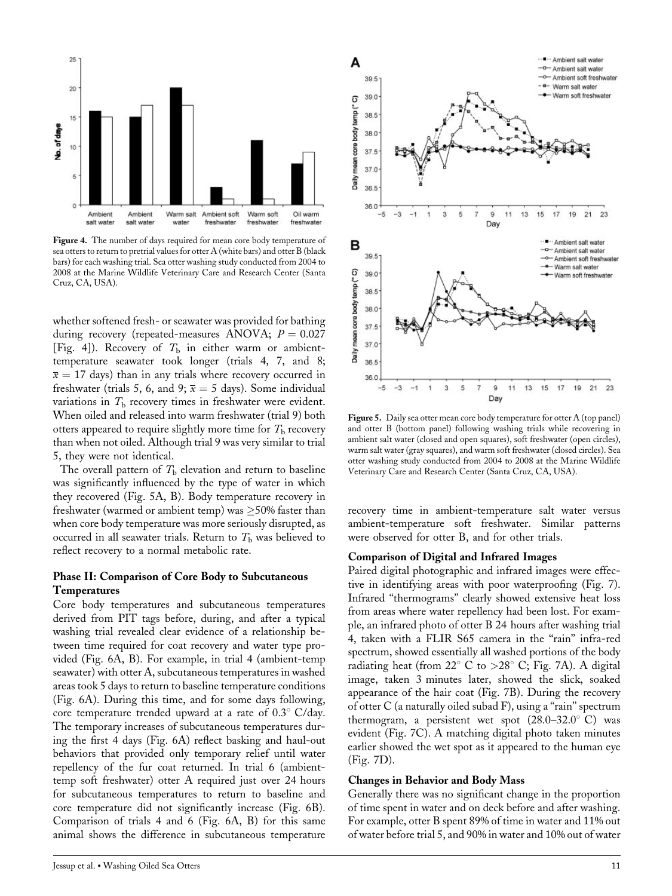Figure 4. The number of days required for mean core body temperature of sea otters to return to pretrial values for otter A (white bars) and otter B (black bars) for each washing trial. Sea otter washing study conducted from 2004 to 2008 at the Marine Wildlife Veterinary Care and Research Center (Santa Cruz, CA, USA).

whether softened fresh- or seawater was provided for bathing during recovery (repeated-measures ANOVA; $P = 0.027$ [Fig. 4]). Recovery of $T_b$ in either warm or ambient-temperature seawater took longer (trials 4, 7, and 8; $\bar{x} = 17$ days) than in any trials where recovery occurred in freshwater (trials 5, 6, and 9; $\bar{x} = 5$ days). Some individual variations in $T_b$ recovery times in freshwater were evident. When oiled and released into warm freshwater (trial 9) both otters appeared to require slightly more time for $T_b$ recovery than when not oiled. Although trial 9 was very similar to trial 5, they were not identical.

The overall pattern of $T_b$ elevation and return to baseline was significantly influenced by the type of water in which they recovered (Fig. 5A, B). Body temperature recovery in freshwater (warmed or ambient temp) was $\geq$50% faster than when core body temperature was more seriously disrupted, as occurred in all seawater trials. Return to $T_b$ was believed to reflect recovery to a normal metabolic rate.

### Phase II: Comparison of Core Body to Subcutaneous Temperatures

Core body temperatures and subcutaneous temperatures derived from PIT tags before, during, and after a typical washing trial revealed clear evidence of a relationship between time required for coat recovery and water type provided (Fig. 6A, B). For example, in trial 4 (ambient-temp seawater) with otter A, subcutaneous temperatures in washed areas took 5 days to return to baseline temperature conditions (Fig. 6A). During this time, and for some days following, core temperature trended upward at a rate of 0.3° C/day. The temporary increases of subcutaneous temperatures during the first 4 days (Fig. 6A) reflect basking and haul-out behaviors that provided only temporary relief until water repellency of the fur coat returned. In trial 6 (ambient-temp soft freshwater) otter A required just over 24 hours for subcutaneous temperatures to return to baseline and core temperature did not significantly increase (Fig. 6B). Comparison of trials 4 and 6 (Fig. 6A, B) for this same animal shows the difference in subcutaneous temperature recovery time in ambient-temperature salt water versus ambient-temperature soft freshwater. Similar patterns were observed for otter B, and for other trials.

Figure 5. Daily sea otter mean core body temperature for otter A (top panel) and otter B (bottom panel) following washing trials while recovering in ambient salt water (closed and open squares), soft freshwater (open circles), warm salt water (gray squares), and warm soft freshwater (closed circles). Sea otter washing study conducted from 2004 to 2008 at the Marine Wildlife Veterinary Care and Research Center (Santa Cruz, CA, USA).

### Comparison of Digital and Infrared Images

Paired digital photographic and infrared images were effective in identifying areas with poor waterproofing (Fig. 7). Infrared "thermograms" clearly showed extensive heat loss from areas where water repellency had been lost. For example, an infrared photo of otter B 24 hours after washing trial 4, taken with a FLIR S65 camera in the "rain" infra-red spectrum, showed essentially all washed portions of the body radiating heat (from 22° C to >28° C; Fig. 7A). A digital image, taken 3 minutes later, showed the slick, soaked appearance of the hair coat (Fig. 7B). During the recovery of otter C (a naturally oiled subad F), using a "rain" spectrum thermogram, a persistent wet spot (28.0–32.0° C) was evident (Fig. 7C). A matching digital photo taken minutes earlier showed the wet spot as it appeared to the human eye (Fig. 7D).

### Changes in Behavior and Body Mass

Generally there was no significant change in the proportion of time spent in water and on deck before and after washing. For example, otter B spent 89% of time in water and 11% out of water before trial 5, and 90% in water and 10% out of water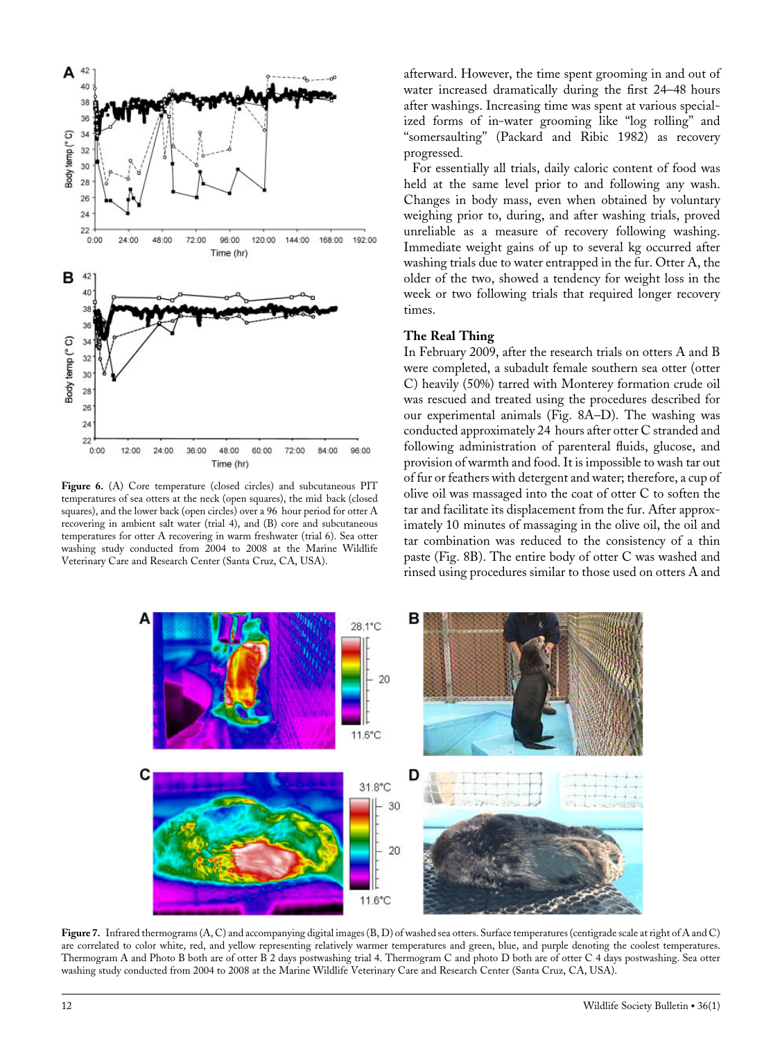Figure 6. (A) Core temperature (closed circles) and subcutaneous PIT temperatures of sea otters at the neck (open squares), the mid back (closed squares), and the lower back (open circles) over a 96 hour period for otter A recovering in ambient salt water (trial 4), and (B) core and subcutaneous temperatures for otter A recovering in warm freshwater (trial 6). Sea otter washing study conducted from 2004 to 2008 at the Marine Wildlife Veterinary Care and Research Center (Santa Cruz, CA, USA).

afterward. However, the time spent grooming in and out of water increased dramatically during the first 24–48 hours after washings. Increasing time was spent at various specialized forms of in-water grooming like "log rolling" and "somersaulting" (Packard and Ribic 1982) as recovery progressed.

For essentially all trials, daily caloric content of food was held at the same level prior to and following any wash. Changes in body mass, even when obtained by voluntary weighing prior to, during, and after washing trials, proved unreliable as a measure of recovery following washing. Immediate weight gains of up to several kg occurred after washing trials due to water entrapped in the fur. Otter A, the older of the two, showed a tendency for weight loss in the week or two following trials that required longer recovery times.

### The Real Thing

In February 2009, after the research trials on otters A and B were completed, a subadult female southern sea otter (otter C) heavily (50%) tarred with Monterey formation crude oil was rescued and treated using the procedures described for our experimental animals (Fig. 8A–D). The washing was conducted approximately 24 hours after otter C stranded and following administration of parenteral fluids, glucose, and provision of warmth and food. It is impossible to wash tar out of fur or feathers with detergent and water; therefore, a cup of olive oil was massaged into the coat of otter C to soften the tar and facilitate its displacement from the fur. After approximately 10 minutes of massaging in the olive oil, the oil and tar combination was reduced to the consistency of a thin paste (Fig. 8B). The entire body of otter C was washed and rinsed using procedures similar to those used on otters A and

Figure 7. Infrared thermograms (A, C) and accompanying digital images (B, D) of washed sea otters. Surface temperatures (centigrade scale at right of A and C) are correlated to color white, red, and yellow representing relatively warmer temperatures and green, blue, and purple denoting the coolest temperatures. Thermogram A and Photo B both are of otter B 2 days postwashing trial 4. Thermogram C and photo D both are of otter C 4 days postwashing. Sea otter washing study conducted from 2004 to 2008 at the Marine Wildlife Veterinary Care and Research Center (Santa Cruz, CA, USA).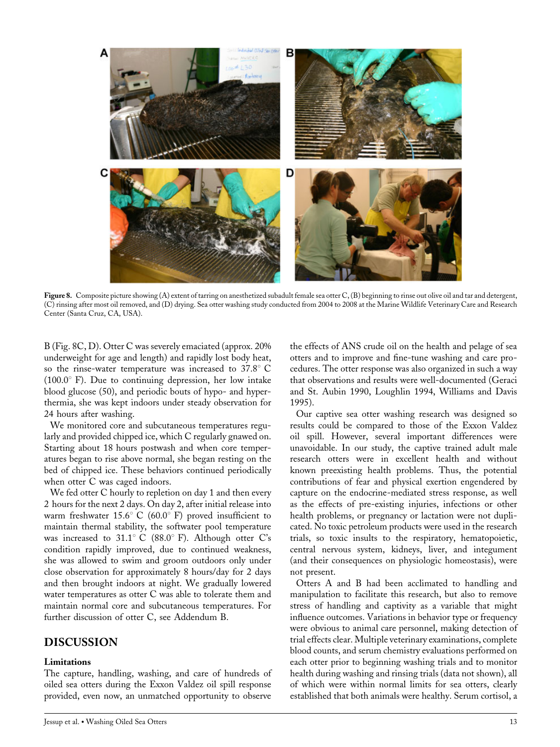Figure 8. Composite picture showing (A) extent of tarring on anesthetized subadult female sea otter C, (B) beginning to rinse out olive oil and tar and detergent, (C) rinsing after most oil removed, and (D) drying. Sea otter washing study conducted from 2004 to 2008 at the Marine Wildlife Veterinary Care and Research Center (Santa Cruz, CA, USA).

B (Fig. 8C, D). Otter C was severely emaciated (approx. 20% underweight for age and length) and rapidly lost body heat, so the rinse-water temperature was increased to 37.8° C (100.0° F). Due to continuing depression, her low intake blood glucose (50), and periodic bouts of hypo- and hyperthermia, she was kept indoors under steady observation for 24 hours after washing.

We monitored core and subcutaneous temperatures regularly and provided chipped ice, which C regularly gnawed on. Starting about 18 hours postwash and when core temperatures began to rise above normal, she began resting on the bed of chipped ice. These behaviors continued periodically when otter C was caged indoors.

We fed otter C hourly to repletion on day 1 and then every 2 hours for the next 2 days. On day 2, after initial release into warm freshwater 15.6° C (60.0° F) proved insufficient to maintain thermal stability, the softwater pool temperature was increased to 31.1° C (88.0° F). Although otter C's condition rapidly improved, due to continued weakness, she was allowed to swim and groom outdoors only under close observation for approximately 8 hours/day for 2 days and then brought indoors at night. We gradually lowered water temperatures as otter C was able to tolerate them and maintain normal core and subcutaneous temperatures. For further discussion of otter C, see Addendum B.

## DISCUSSION

### Limitations

The capture, handling, washing, and care of hundreds of oiled sea otters during the Exxon Valdez oil spill response provided, even now, an unmatched opportunity to observe the effects of ANS crude oil on the health and pelage of sea otters and to improve and fine-tune washing and care procedures. The otter response was also organized in such a way that observations and results were well-documented (Geraci and St. Aubin 1990, Loughlin 1994, Williams and Davis 1995).

Our captive sea otter washing research was designed so results could be compared to those of the Exxon Valdez oil spill. However, several important differences were unavoidable. In our study, the captive trained adult male research otters were in excellent health and without known preexisting health problems. Thus, the potential contributions of fear and physical exertion engendered by capture on the endocrine-mediated stress response, as well as the effects of pre-existing injuries, infections or other health problems, or pregnancy or lactation were not duplicated. No toxic petroleum products were used in the research trials, so toxic insults to the respiratory, hematopoietic, central nervous system, kidneys, liver, and integument (and their consequences on physiologic homeostasis), were not present.

Otters A and B had been acclimated to handling and manipulation to facilitate this research, but also to remove stress of handling and captivity as a variable that might influence outcomes. Variations in behavior type or frequency were obvious to animal care personnel, making detection of trial effects clear. Multiple veterinary examinations, complete blood counts, and serum chemistry evaluations performed on each otter prior to beginning washing trials and to monitor health during washing and rinsing trials (data not shown), all of which were within normal limits for sea otters, clearly established that both animals were healthy. Serum cortisol, a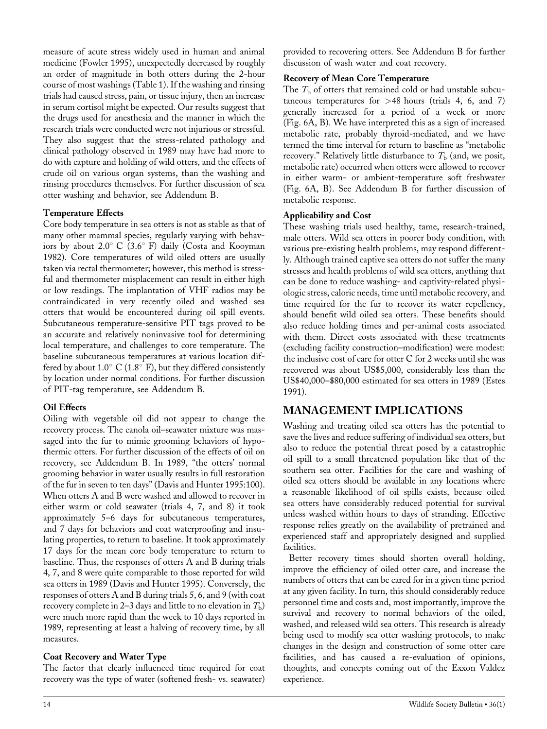measure of acute stress widely used in human and animal medicine (Fowler 1995), unexpectedly decreased by roughly an order of magnitude in both otters during the 2-hour course of most washings (Table 1). If the washing and rinsing trials had caused stress, pain, or tissue injury, then an increase in serum cortisol might be expected. Our results suggest that the drugs used for anesthesia and the manner in which the research trials were conducted were not injurious or stressful. They also suggest that the stress-related pathology and clinical pathology observed in 1989 may have had more to do with capture and holding of wild otters, and the effects of crude oil on various organ systems, than the washing and rinsing procedures themselves. For further discussion of sea otter washing and behavior, see Addendum B.

### Temperature Effects

Core body temperature in sea otters is not as stable as that of many other mammal species, regularly varying with behaviors by about 2.0° C (3.6° F) daily (Costa and Kooyman 1982). Core temperatures of wild oiled otters are usually taken via rectal thermometer; however, this method is stressful and thermometer misplacement can result in either high or low readings. The implantation of VHF radios may be contraindicated in very recently oiled and washed sea otters that would be encountered during oil spill events. Subcutaneous temperature-sensitive PIT tags proved to be an accurate and relatively noninvasive tool for determining local temperature, and challenges to core temperature. The baseline subcutaneous temperatures at various location differed by about 1.0° C (1.8° F), but they differed consistently by location under normal conditions. For further discussion of PIT-tag temperature, see Addendum B.

### Oil Effects

Oiling with vegetable oil did not appear to change the recovery process. The canola oil–seawater mixture was massaged into the fur to mimic grooming behaviors of hypothermic otters. For further discussion of the effects of oil on recovery, see Addendum B. In 1989, "the otters' normal grooming behavior in water usually results in full restoration of the fur in seven to ten days" (Davis and Hunter 1995:100). When otters A and B were washed and allowed to recover in either warm or cold seawater (trials 4, 7, and 8) it took approximately 5–6 days for subcutaneous temperatures, and 7 days for behaviors and coat waterproofing and insulating properties, to return to baseline. It took approximately 17 days for the mean core body temperature to return to baseline. Thus, the responses of otters A and B during trials 4, 7, and 8 were quite comparable to those reported for wild sea otters in 1989 (Davis and Hunter 1995). Conversely, the responses of otters A and B during trials 5, 6, and 9 (with coat recovery complete in 2–3 days and little to no elevation in $T_b$) were much more rapid than the week to 10 days reported in 1989, representing at least a halving of recovery time, by all measures.

### Coat Recovery and Water Type

The factor that clearly influenced time required for coat recovery was the type of water (softened fresh- vs. seawater) provided to recovering otters. See Addendum B for further discussion of wash water and coat recovery.

### Recovery of Mean Core Temperature

The $T_b$ of otters that remained cold or had unstable subcutaneous temperatures for >48 hours (trials 4, 6, and 7) generally increased for a period of a week or more (Fig. 6A, B). We have interpreted this as a sign of increased metabolic rate, probably thyroid-mediated, and we have termed the time interval for return to baseline as "metabolic recovery." Relatively little disturbance to $T_b$ (and, we posit, metabolic rate) occurred when otters were allowed to recover in either warm- or ambient-temperature soft freshwater (Fig. 6A, B). See Addendum B for further discussion of metabolic response.

### Applicability and Cost

These washing trials used healthy, tame, research-trained, male otters. Wild sea otters in poorer body condition, with various pre-existing health problems, may respond differently. Although trained captive sea otters do not suffer the many stresses and health problems of wild sea otters, anything that can be done to reduce washing- and captivity-related physiologic stress, caloric needs, time until metabolic recovery, and time required for the fur to recover its water repellency, should benefit wild oiled sea otters. These benefits should also reduce holding times and per-animal costs associated with them. Direct costs associated with these treatments (excluding facility construction–modification) were modest: the inclusive cost of care for otter C for 2 weeks until she was recovered was about US\$5,000, considerably less than the US\$40,000–\$80,000 estimated for sea otters in 1989 (Estes 1991).

## MANAGEMENT IMPLICATIONS

Washing and treating oiled sea otters has the potential to save the lives and reduce suffering of individual sea otters, but also to reduce the potential threat posed by a catastrophic oil spill to a small threatened population like that of the southern sea otter. Facilities for the care and washing of oiled sea otters should be available in any locations where a reasonable likelihood of oil spills exists, because oiled sea otters have considerably reduced potential for survival unless washed within hours to days of stranding. Effective response relies greatly on the availability of pretrained and experienced staff and appropriately designed and supplied facilities.

Better recovery times should shorten overall holding, improve the efficiency of oiled otter care, and increase the numbers of otters that can be cared for in a given time period at any given facility. In turn, this should considerably reduce personnel time and costs and, most importantly, improve the survival and recovery to normal behaviors of the oiled, washed, and released wild sea otters. This research is already being used to modify sea otter washing protocols, to make changes in the design and construction of some otter care facilities, and has caused a re-evaluation of opinions, thoughts, and concepts coming out of the Exxon Valdez experience.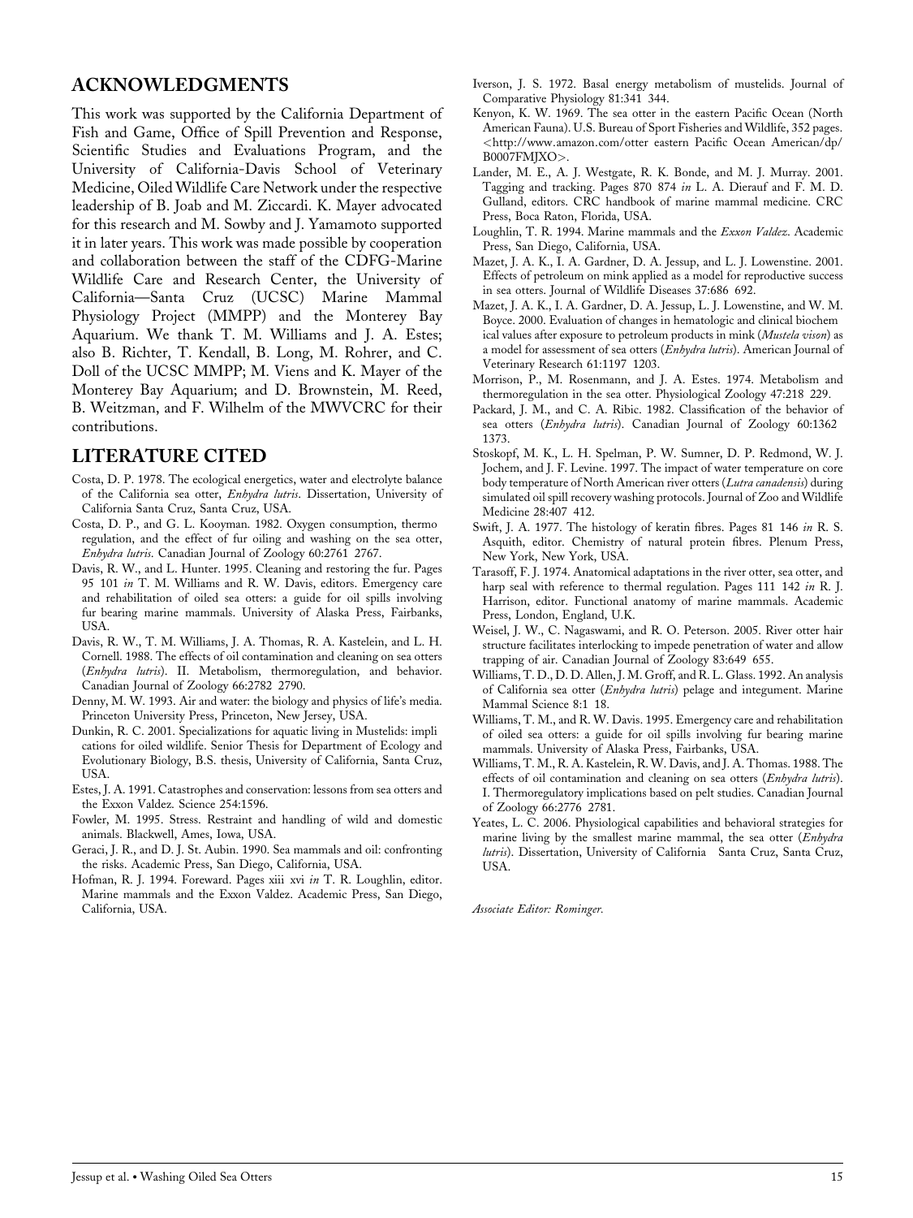## ACKNOWLEDGMENTS

This work was supported by the California Department of Fish and Game, Office of Spill Prevention and Response, Scientific Studies and Evaluations Program, and the University of California-Davis School of Veterinary Medicine, Oiled Wildlife Care Network under the respective leadership of B. Joab and M. Ziccardi. K. Mayer advocated for this research and M. Sowby and J. Yamamoto supported it in later years. This work was made possible by cooperation and collaboration between the staff of the CDFG-Marine Wildlife Care and Research Center, the University of California—Santa Cruz (UCSC) Marine Mammal Physiology Project (MMPP) and the Monterey Bay Aquarium. We thank T. M. Williams and J. A. Estes; also B. Richter, T. Kendall, B. Long, M. Rohrer, and C. Doll of the UCSC MMPP; M. Viens and K. Mayer of the Monterey Bay Aquarium; and D. Brownstein, M. Reed, B. Weitzman, and F. Wilhelm of the MWVCRC for their contributions.

## LITERATURE CITED

Costa, D. P. 1978. The ecological energetics, water and electrolyte balance of the California sea otter, *Enhydra lutris*. Dissertation, University of California Santa Cruz, Santa Cruz, USA.

Costa, D. P., and G. L. Kooyman. 1982. Oxygen consumption, thermo regulation, and the effect of fur oiling and washing on the sea otter, *Enhydra lutris*. Canadian Journal of Zoology 60:2761 2767.

Davis, R. W., and L. Hunter. 1995. Cleaning and restoring the fur. Pages 95 101 *in* T. M. Williams and R. W. Davis, editors. Emergency care and rehabilitation of oiled sea otters: a guide for oil spills involving fur bearing marine mammals. University of Alaska Press, Fairbanks, USA.

Davis, R. W., T. M. Williams, J. A. Thomas, R. A. Kastelein, and L. H. Cornell. 1988. The effects of oil contamination and cleaning on sea otters (*Enhydra lutris*). II. Metabolism, thermoregulation, and behavior. Canadian Journal of Zoology 66:2782 2790.

Denny, M. W. 1993. Air and water: the biology and physics of life's media. Princeton University Press, Princeton, New Jersey, USA.

Dunkin, R. C. 2001. Specializations for aquatic living in Mustelids: impli cations for oiled wildlife. Senior Thesis for Department of Ecology and Evolutionary Biology, B.S. thesis, University of California, Santa Cruz, USA.

Estes, J. A. 1991. Catastrophes and conservation: lessons from sea otters and the Exxon Valdez. Science 254:1596.

Fowler, M. 1995. Stress. Restraint and handling of wild and domestic animals. Blackwell, Ames, Iowa, USA.

Geraci, J. R., and D. J. St. Aubin. 1990. Sea mammals and oil: confronting the risks. Academic Press, San Diego, California, USA.

Hofman, R. J. 1994. Foreward. Pages xiii xvi *in* T. R. Loughlin, editor. Marine mammals and the Exxon Valdez. Academic Press, San Diego, California, USA.

Iverson, J. S. 1972. Basal energy metabolism of mustelids. Journal of Comparative Physiology 81:341 344.

Kenyon, K. W. 1969. The sea otter in the eastern Pacific Ocean (North American Fauna). U.S. Bureau of Sport Fisheries and Wildlife, 352 pages. <http://www.amazon.com/otter eastern Pacific Ocean American/dp/B0007FMJXO>.

Lander, M. E., A. J. Westgate, R. K. Bonde, and M. J. Murray. 2001. Tagging and tracking. Pages 870 874 *in* L. A. Dierauf and F. M. D. Gulland, editors. CRC handbook of marine mammal medicine. CRC Press, Boca Raton, Florida, USA.

Loughlin, T. R. 1994. Marine mammals and the *Exxon Valdez*. Academic Press, San Diego, California, USA.

Mazet, J. A. K., I. A. Gardner, D. A. Jessup, and L. J. Lowenstine. 2001. Effects of petroleum on mink applied as a model for reproductive success in sea otters. Journal of Wildlife Diseases 37:686 692.

Mazet, J. A. K., I. A. Gardner, D. A. Jessup, L. J. Lowenstine, and W. M. Boyce. 2000. Evaluation of changes in hematologic and clinical biochem ical values after exposure to petroleum products in mink (*Mustela vison*) as a model for assessment of sea otters (*Enhydra lutris*). American Journal of Veterinary Research 61:1197 1203.

Morrison, P., M. Rosenmann, and J. A. Estes. 1974. Metabolism and thermoregulation in the sea otter. Physiological Zoology 47:218 229.

Packard, J. M., and C. A. Ribic. 1982. Classification of the behavior of sea otters (*Enhydra lutris*). Canadian Journal of Zoology 60:1362 1373.

Stoskopf, M. K., L. H. Spelman, P. W. Sumner, D. P. Redmond, W. J. Jochem, and J. F. Levine. 1997. The impact of water temperature on core body temperature of North American river otters (*Lutra canadensis*) during simulated oil spill recovery washing protocols. Journal of Zoo and Wildlife Medicine 28:407 412.

Swift, J. A. 1977. The histology of keratin fibres. Pages 81 146 *in* R. S. Asquith, editor. Chemistry of natural protein fibres. Plenum Press, New York, New York, USA.

Tarasoff, F. J. 1974. Anatomical adaptations in the river otter, sea otter, and harp seal with reference to thermal regulation. Pages 111 142 *in* R. J. Harrison, editor. Functional anatomy of marine mammals. Academic Press, London, England, U.K.

Weisel, J. W., C. Nagaswami, and R. O. Peterson. 2005. River otter hair structure facilitates interlocking to impede penetration of water and allow trapping of air. Canadian Journal of Zoology 83:649 655.

Williams, T. D., D. D. Allen, J. M. Groff, and R. L. Glass. 1992. An analysis of California sea otter (*Enhydra lutris*) pelage and integument. Marine Mammal Science 8:1 18.

Williams, T. M., and R. W. Davis. 1995. Emergency care and rehabilitation of oiled sea otters: a guide for oil spills involving fur bearing marine mammals. University of Alaska Press, Fairbanks, USA.

Williams, T. M., R. A. Kastelein, R. W. Davis, and J. A. Thomas. 1988. The effects of oil contamination and cleaning on sea otters (*Enhydra lutris*). I. Thermoregulatory implications based on pelt studies. Canadian Journal of Zoology 66:2776 2781.

Yeates, L. C. 2006. Physiological capabilities and behavioral strategies for marine living by the smallest marine mammal, the sea otter (*Enhydra lutris*). Dissertation, University of California Santa Cruz, Santa Cruz, USA.

*Associate Editor: Rominger.*